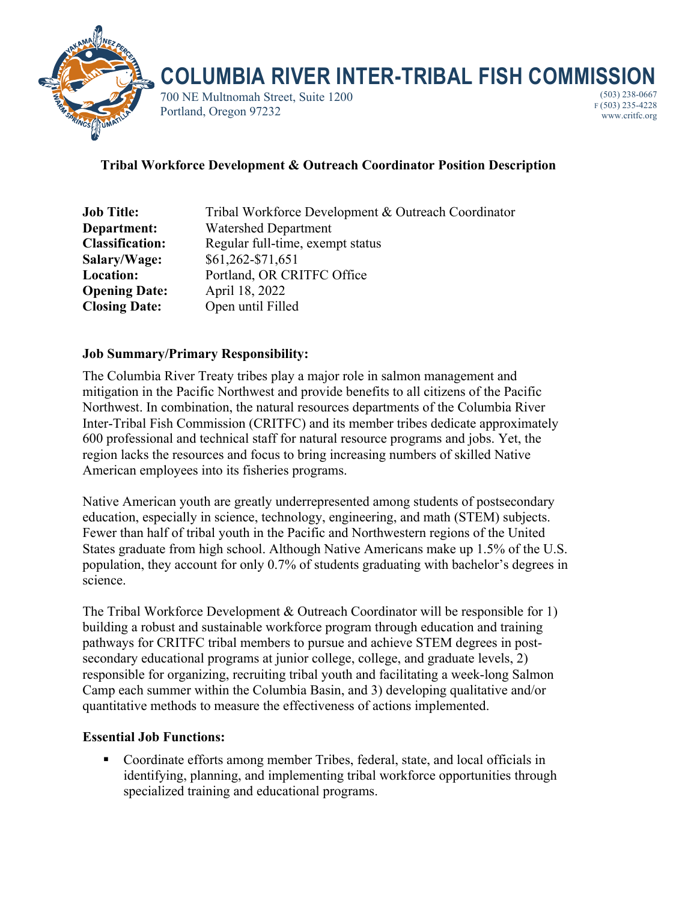# COLUMBIA RIVER INTER-TRIBAL FISH COMMISSION

700 NE Multnomah Street, Suite 1200
Portland, Oregon 97232

(503) 238-0667
F (503) 235-4228
www.critfc.org

## Tribal Workforce Development & Outreach Coordinator Position Description

| | |
|---|---|
| **Job Title:** | Tribal Workforce Development & Outreach Coordinator |
| **Department:** | Watershed Department |
| **Classification:** | Regular full-time, exempt status |
| **Salary/Wage:** | $61,262-$71,651 |
| **Location:** | Portland, OR CRITFC Office |
| **Opening Date:** | April 18, 2022 |
| **Closing Date:** | Open until Filled |

### Job Summary/Primary Responsibility:

The Columbia River Treaty tribes play a major role in salmon management and mitigation in the Pacific Northwest and provide benefits to all citizens of the Pacific Northwest. In combination, the natural resources departments of the Columbia River Inter-Tribal Fish Commission (CRITFC) and its member tribes dedicate approximately 600 professional and technical staff for natural resource programs and jobs. Yet, the region lacks the resources and focus to bring increasing numbers of skilled Native American employees into its fisheries programs.

Native American youth are greatly underrepresented among students of postsecondary education, especially in science, technology, engineering, and math (STEM) subjects. Fewer than half of tribal youth in the Pacific and Northwestern regions of the United States graduate from high school. Although Native Americans make up 1.5% of the U.S. population, they account for only 0.7% of students graduating with bachelor's degrees in science.

The Tribal Workforce Development & Outreach Coordinator will be responsible for 1) building a robust and sustainable workforce program through education and training pathways for CRITFC tribal members to pursue and achieve STEM degrees in post-secondary educational programs at junior college, college, and graduate levels, 2) responsible for organizing, recruiting tribal youth and facilitating a week-long Salmon Camp each summer within the Columbia Basin, and 3) developing qualitative and/or quantitative methods to measure the effectiveness of actions implemented.

### Essential Job Functions:

- Coordinate efforts among member Tribes, federal, state, and local officials in identifying, planning, and implementing tribal workforce opportunities through specialized training and educational programs.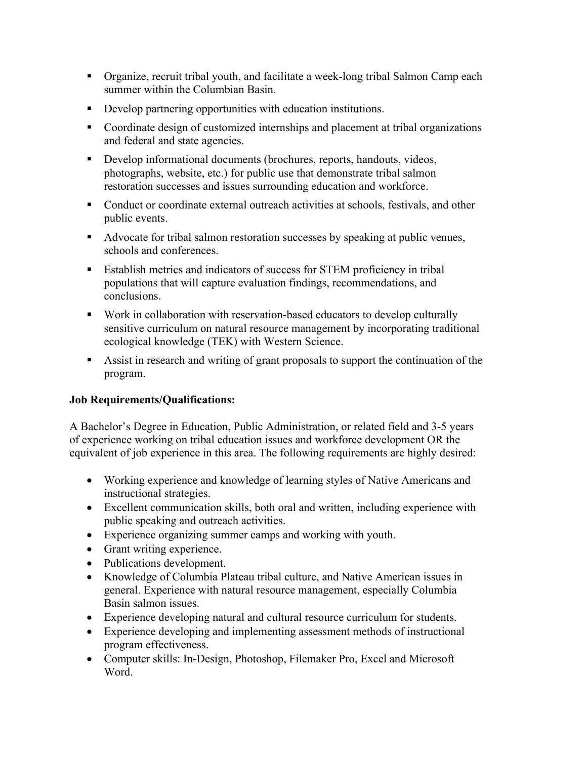- Organize, recruit tribal youth, and facilitate a week-long tribal Salmon Camp each summer within the Columbian Basin.
- Develop partnering opportunities with education institutions.
- Coordinate design of customized internships and placement at tribal organizations and federal and state agencies.
- Develop informational documents (brochures, reports, handouts, videos, photographs, website, etc.) for public use that demonstrate tribal salmon restoration successes and issues surrounding education and workforce.
- Conduct or coordinate external outreach activities at schools, festivals, and other public events.
- Advocate for tribal salmon restoration successes by speaking at public venues, schools and conferences.
- Establish metrics and indicators of success for STEM proficiency in tribal populations that will capture evaluation findings, recommendations, and conclusions.
- Work in collaboration with reservation-based educators to develop culturally sensitive curriculum on natural resource management by incorporating traditional ecological knowledge (TEK) with Western Science.
- Assist in research and writing of grant proposals to support the continuation of the program.

**Job Requirements/Qualifications:**

A Bachelor's Degree in Education, Public Administration, or related field and 3-5 years of experience working on tribal education issues and workforce development OR the equivalent of job experience in this area. The following requirements are highly desired:

- Working experience and knowledge of learning styles of Native Americans and instructional strategies.
- Excellent communication skills, both oral and written, including experience with public speaking and outreach activities.
- Experience organizing summer camps and working with youth.
- Grant writing experience.
- Publications development.
- Knowledge of Columbia Plateau tribal culture, and Native American issues in general. Experience with natural resource management, especially Columbia Basin salmon issues.
- Experience developing natural and cultural resource curriculum for students.
- Experience developing and implementing assessment methods of instructional program effectiveness.
- Computer skills: In-Design, Photoshop, Filemaker Pro, Excel and Microsoft Word.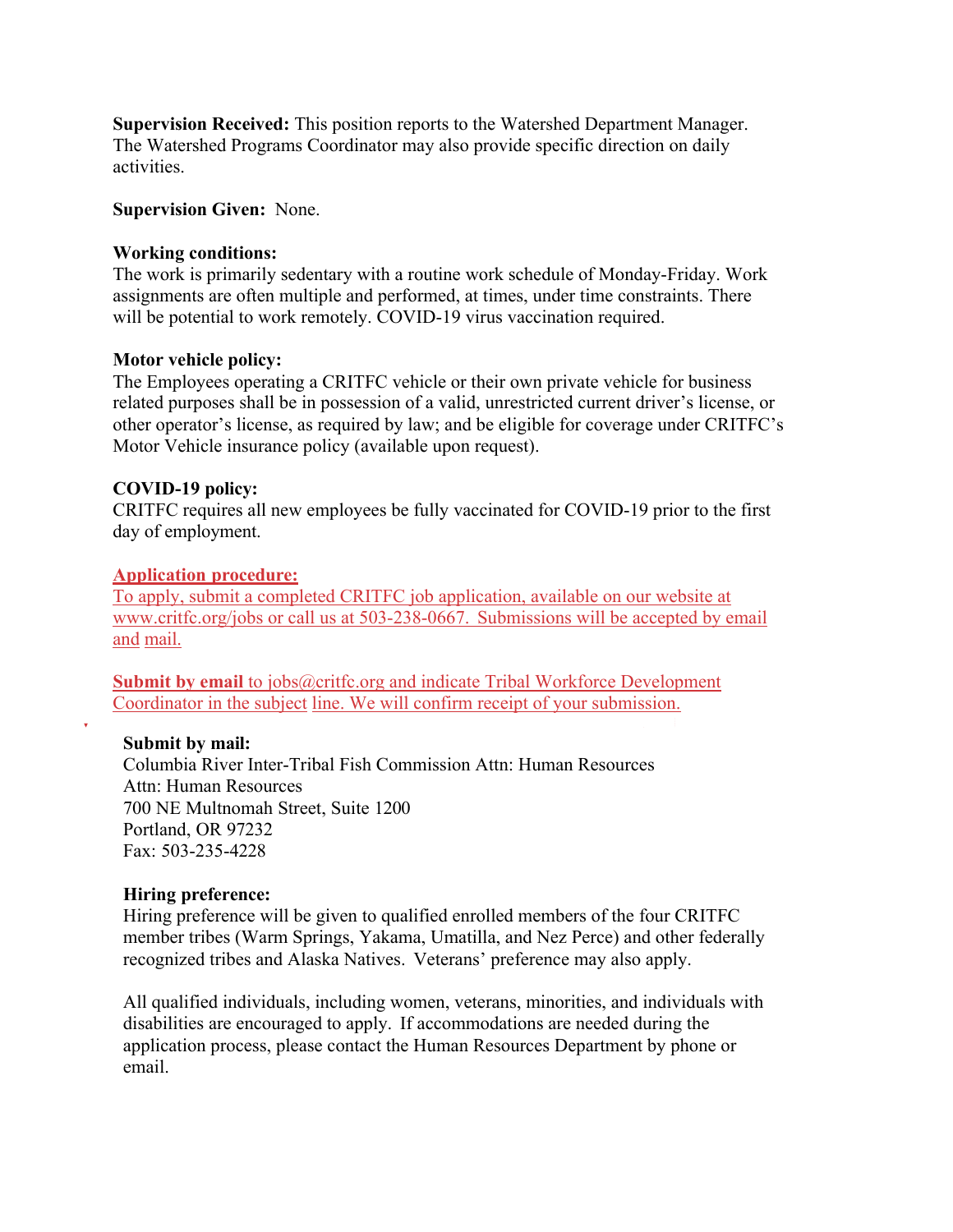**Supervision Received:** This position reports to the Watershed Department Manager. The Watershed Programs Coordinator may also provide specific direction on daily activities.

**Supervision Given:** None.

**Working conditions:**
The work is primarily sedentary with a routine work schedule of Monday-Friday. Work assignments are often multiple and performed, at times, under time constraints. There will be potential to work remotely. COVID-19 virus vaccination required.

**Motor vehicle policy:**
The Employees operating a CRITFC vehicle or their own private vehicle for business related purposes shall be in possession of a valid, unrestricted current driver's license, or other operator's license, as required by law; and be eligible for coverage under CRITFC's Motor Vehicle insurance policy (available upon request).

**COVID-19 policy:**
CRITFC requires all new employees be fully vaccinated for COVID-19 prior to the first day of employment.

**Application procedure:**
To apply, submit a completed CRITFC job application, available on our website at www.critfc.org/jobs or call us at 503-238-0667. Submissions will be accepted by email and mail.

**Submit by email** to jobs@critfc.org and indicate Tribal Workforce Development Coordinator in the subject line. We will confirm receipt of your submission.

**Submit by mail:**
Columbia River Inter-Tribal Fish Commission Attn: Human Resources
Attn: Human Resources
700 NE Multnomah Street, Suite 1200
Portland, OR 97232
Fax: 503-235-4228

**Hiring preference:**
Hiring preference will be given to qualified enrolled members of the four CRITFC member tribes (Warm Springs, Yakama, Umatilla, and Nez Perce) and other federally recognized tribes and Alaska Natives. Veterans' preference may also apply.

All qualified individuals, including women, veterans, minorities, and individuals with disabilities are encouraged to apply. If accommodations are needed during the application process, please contact the Human Resources Department by phone or email.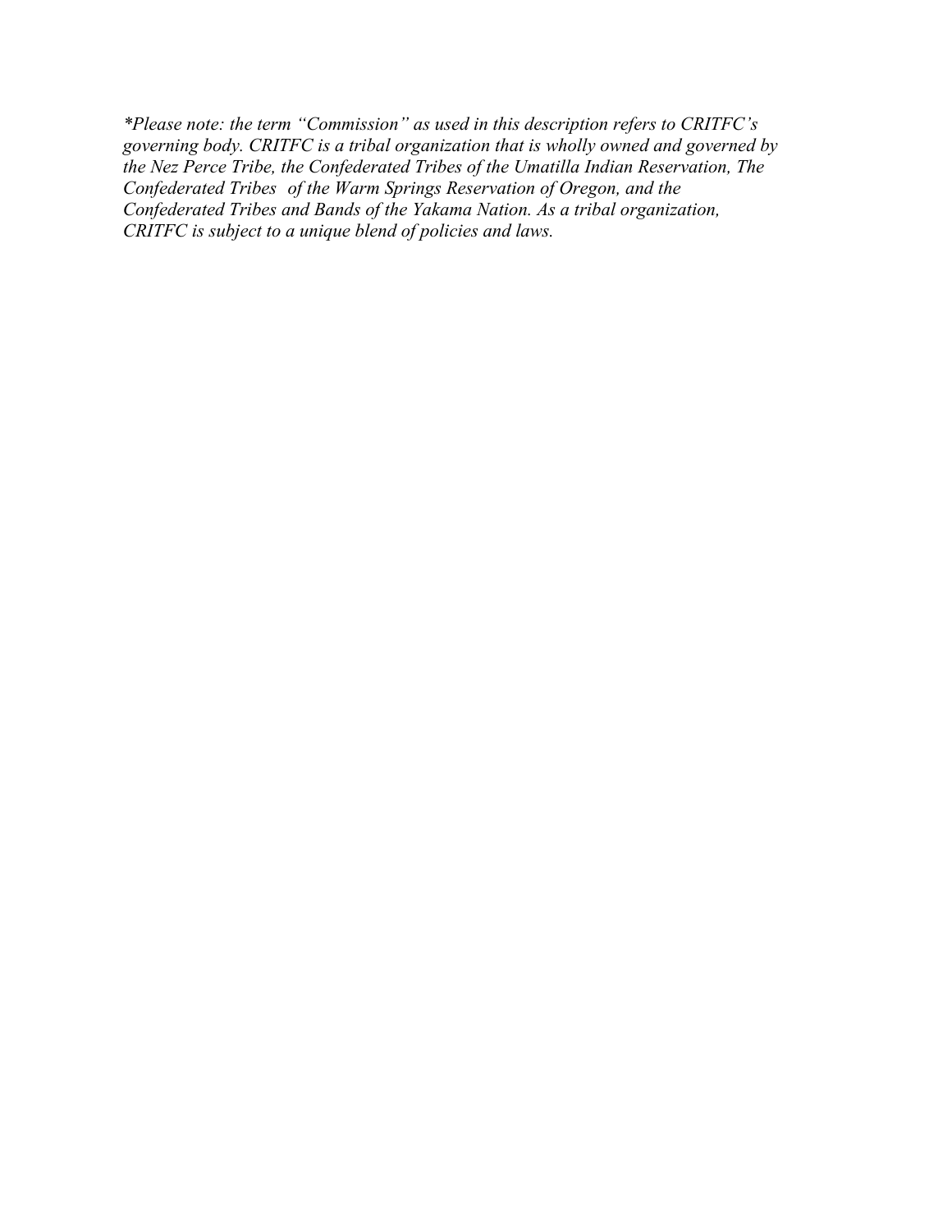*\*Please note: the term "Commission" as used in this description refers to CRITFC's governing body. CRITFC is a tribal organization that is wholly owned and governed by the Nez Perce Tribe, the Confederated Tribes of the Umatilla Indian Reservation, The Confederated Tribes of the Warm Springs Reservation of Oregon, and the Confederated Tribes and Bands of the Yakama Nation. As a tribal organization, CRITFC is subject to a unique blend of policies and laws.*